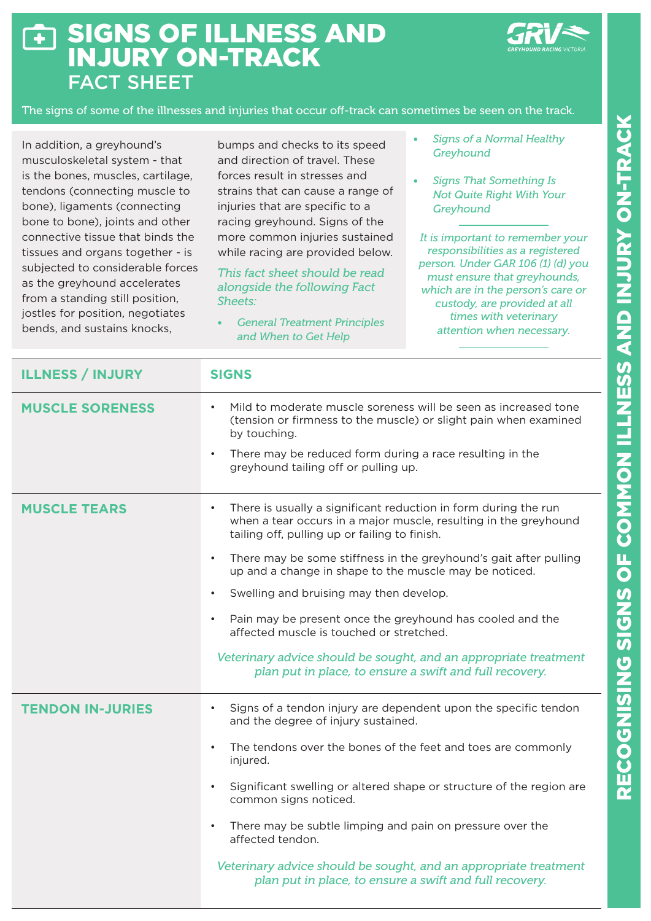# SIGNS OF ILLNESS AND INJURY ON-TRACK

## FACT SHEET

The signs of some of the illnesses and injuries that occur off-track can sometimes be seen on the track.

In addition, a greyhound's musculoskeletal system - that is the bones, muscles, cartilage, tendons (connecting muscle to bone), ligaments (connecting bone to bone), joints and other connective tissue that binds the tissues and organs together - is subjected to considerable forces as the greyhound accelerates from a standing still position, jostles for position, negotiates bends, and sustains knocks, bumps and checks to its speed and direction of travel. These forces result in stresses and strains that can cause a range of injuries that are specific to a racing greyhound. Signs of the more common injuries sustained while racing are provided below.

*This fact sheet should be read alongside the following Fact Sheets:*

- *General Treatment Principles and When to Get Help*
- *Signs of a Normal Healthy Greyhound*
- *Signs That Something Is Not Quite Right With Your Greyhound*

*It is important to remember your responsibilities as a registered person. Under GAR 106 (1) (d) you must ensure that greyhounds, which are in the person's care or custody, are provided at all times with veterinary attention when necessary.*

| ILLNESS / INJURY | SIGNS |
| --- | --- |
| **MUSCLE SORENESS** | • Mild to moderate muscle soreness will be seen as increased tone (tension or firmness to the muscle) or slight pain when examined by touching.<br>• There may be reduced form during a race resulting in the greyhound tailing off or pulling up. |
| **MUSCLE TEARS** | • There is usually a significant reduction in form during the run when a tear occurs in a major muscle, resulting in the greyhound tailing off, pulling up or failing to finish.<br>• There may be some stiffness in the greyhound's gait after pulling up and a change in shape to the muscle may be noticed.<br>• Swelling and bruising may then develop.<br>• Pain may be present once the greyhound has cooled and the affected muscle is touched or stretched.<br>*Veterinary advice should be sought, and an appropriate treatment plan put in place, to ensure a swift and full recovery.* |
| **TENDON IN-JURIES** | • Signs of a tendon injury are dependent upon the specific tendon and the degree of injury sustained.<br>• The tendons over the bones of the feet and toes are commonly injured.<br>• Significant swelling or altered shape or structure of the region are common signs noticed.<br>• There may be subtle limping and pain on pressure over the affected tendon.<br>*Veterinary advice should be sought, and an appropriate treatment plan put in place, to ensure a swift and full recovery.* |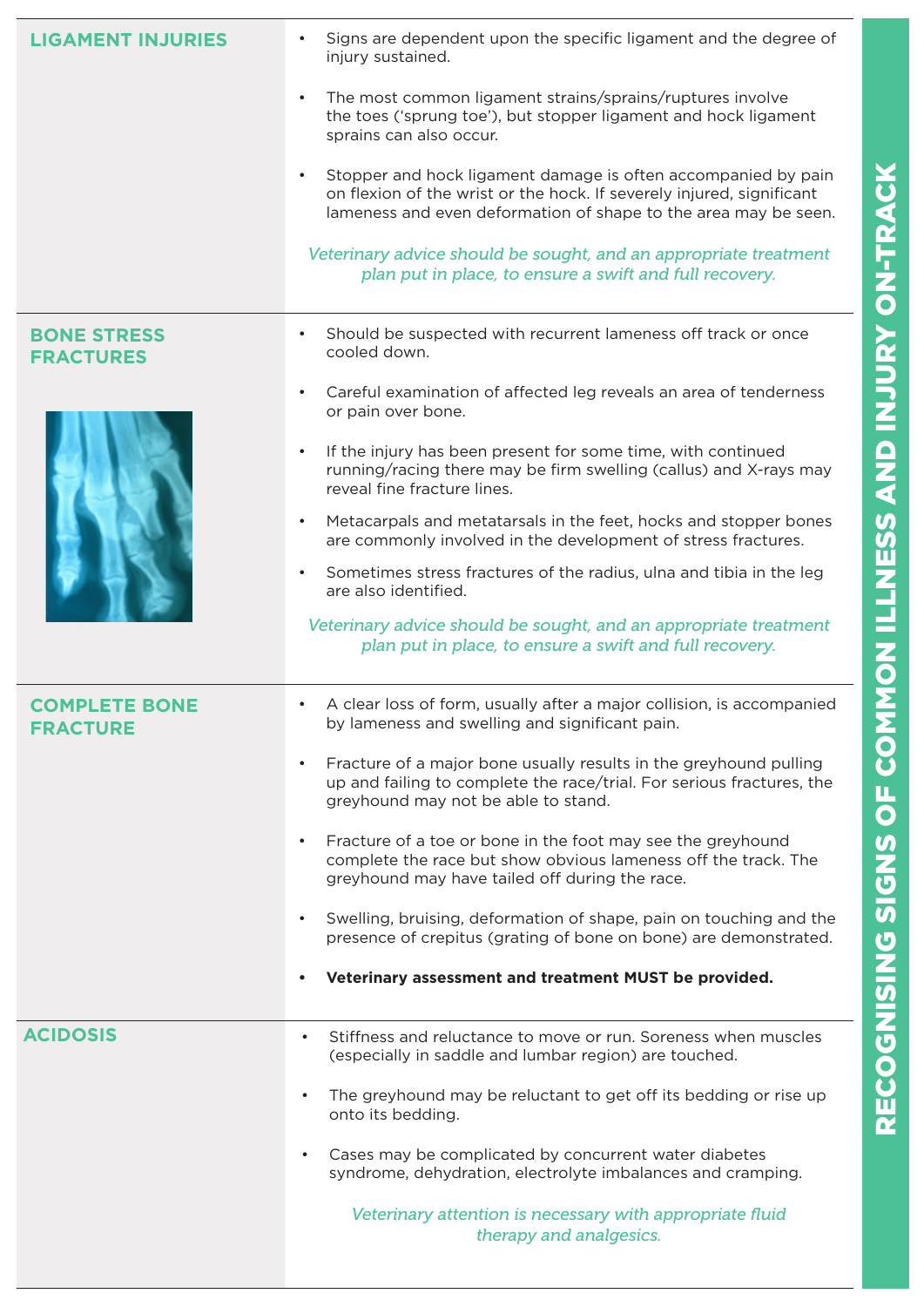## LIGAMENT INJURIES

- Signs are dependent upon the specific ligament and the degree of injury sustained.
- The most common ligament strains/sprains/ruptures involve the toes ('sprung toe'), but stopper ligament and hock ligament sprains can also occur.
- Stopper and hock ligament damage is often accompanied by pain on flexion of the wrist or the hock. If severely injured, significant lameness and even deformation of shape to the area may be seen.

*Veterinary advice should be sought, and an appropriate treatment plan put in place, to ensure a swift and full recovery.*

## BONE STRESS FRACTURES

- Should be suspected with recurrent lameness off track or once cooled down.
- Careful examination of affected leg reveals an area of tenderness or pain over bone.
- If the injury has been present for some time, with continued running/racing there may be firm swelling (callus) and X-rays may reveal fine fracture lines.
- Metacarpals and metatarsals in the feet, hocks and stopper bones are commonly involved in the development of stress fractures.
- Sometimes stress fractures of the radius, ulna and tibia in the leg are also identified.

*Veterinary advice should be sought, and an appropriate treatment plan put in place, to ensure a swift and full recovery.*

## COMPLETE BONE FRACTURE

- A clear loss of form, usually after a major collision, is accompanied by lameness and swelling and significant pain.
- Fracture of a major bone usually results in the greyhound pulling up and failing to complete the race/trial. For serious fractures, the greyhound may not be able to stand.
- Fracture of a toe or bone in the foot may see the greyhound complete the race but show obvious lameness off the track. The greyhound may have tailed off during the race.
- Swelling, bruising, deformation of shape, pain on touching and the presence of crepitus (grating of bone on bone) are demonstrated.
- **Veterinary assessment and treatment MUST be provided.**

## ACIDOSIS

- Stiffness and reluctance to move or run. Soreness when muscles (especially in saddle and lumbar region) are touched.
- The greyhound may be reluctant to get off its bedding or rise up onto its bedding.
- Cases may be complicated by concurrent water diabetes syndrome, dehydration, electrolyte imbalances and cramping.

*Veterinary attention is necessary with appropriate fluid therapy and analgesics.*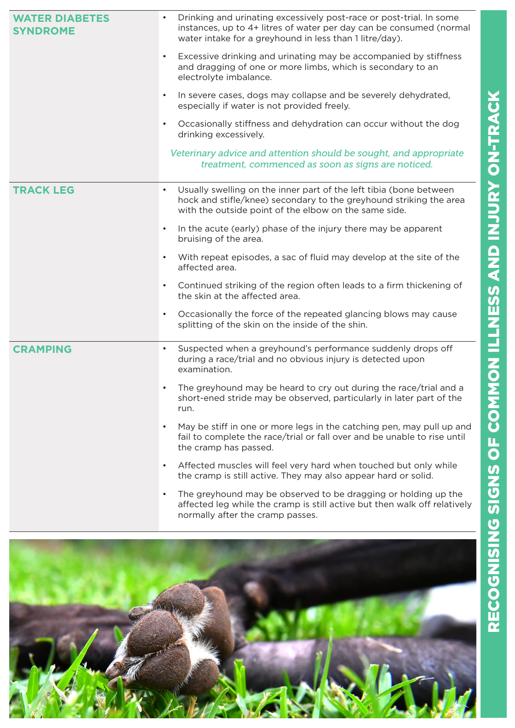| | |
|---|---|
| **WATER DIABETES SYNDROME** | • Drinking and urinating excessively post-race or post-trial. In some instances, up to 4+ litres of water per day can be consumed (normal water intake for a greyhound in less than 1 litre/day).<br>• Excessive drinking and urinating may be accompanied by stiffness and dragging of one or more limbs, which is secondary to an electrolyte imbalance.<br>• In severe cases, dogs may collapse and be severely dehydrated, especially if water is not provided freely.<br>• Occasionally stiffness and dehydration can occur without the dog drinking excessively.<br>*Veterinary advice and attention should be sought, and appropriate treatment, commenced as soon as signs are noticed.* |
| **TRACK LEG** | • Usually swelling on the inner part of the left tibia (bone between hock and stifle/knee) secondary to the greyhound striking the area with the outside point of the elbow on the same side.<br>• In the acute (early) phase of the injury there may be apparent bruising of the area.<br>• With repeat episodes, a sac of fluid may develop at the site of the affected area.<br>• Continued striking of the region often leads to a firm thickening of the skin at the affected area.<br>• Occasionally the force of the repeated glancing blows may cause splitting of the skin on the inside of the shin. |
| **CRAMPING** | • Suspected when a greyhound's performance suddenly drops off during a race/trial and no obvious injury is detected upon examination.<br>• The greyhound may be heard to cry out during the race/trial and a short-ened stride may be observed, particularly in later part of the run.<br>• May be stiff in one or more legs in the catching pen, may pull up and fail to complete the race/trial or fall over and be unable to rise until the cramp has passed.<br>• Affected muscles will feel very hard when touched but only while the cramp is still active. They may also appear hard or solid.<br>• The greyhound may be observed to be dragging or holding up the affected leg while the cramp is still active but then walk off relatively normally after the cramp passes. |